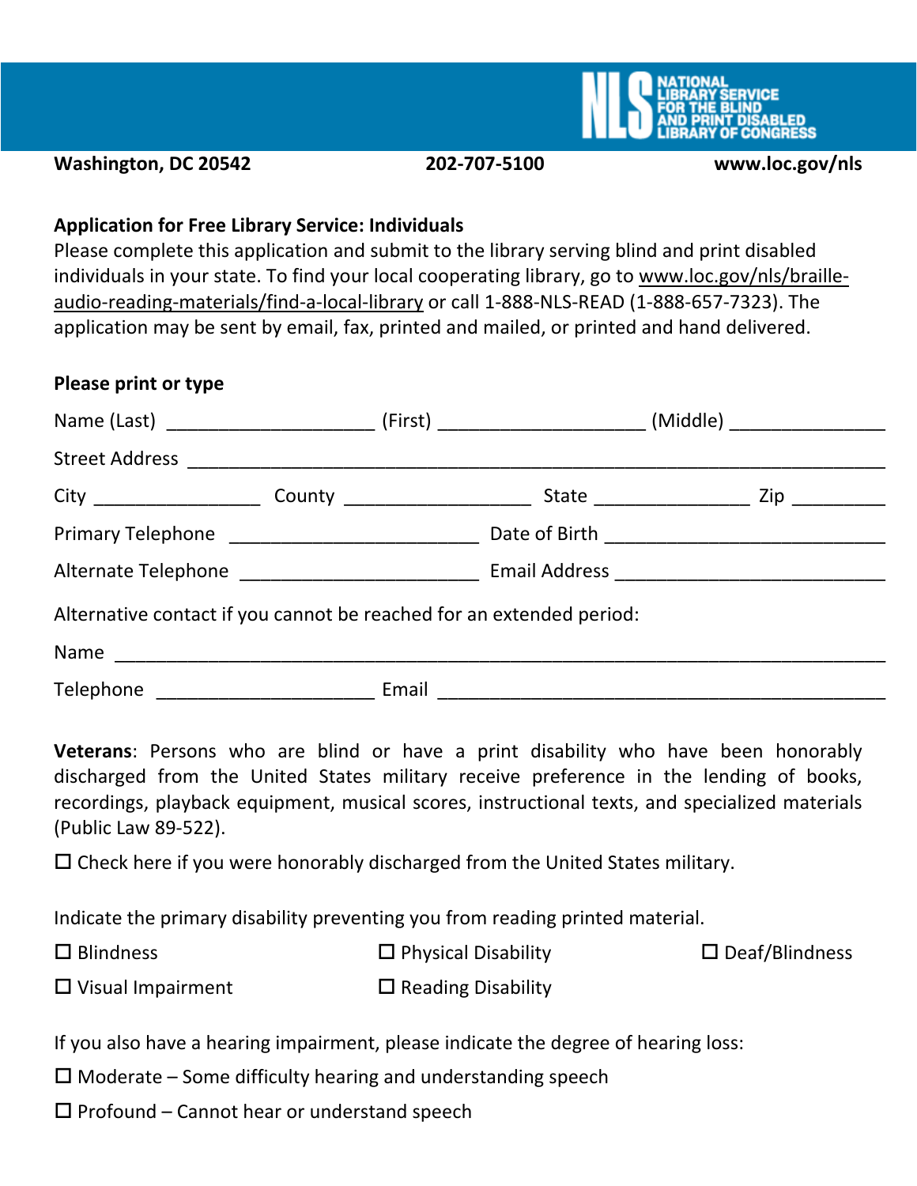NATIONAL LIBRARY SERVICE FOR THE BLIND AND PRINT DISABLED
LIBRARY OF CONGRESS

**Washington, DC 20542** **202-707-5100** **www.loc.gov/nls**

**Application for Free Library Service: Individuals**

Please complete this application and submit to the library serving blind and print disabled individuals in your state. To find your local cooperating library, go to www.loc.gov/nls/braille-audio-reading-materials/find-a-local-library or call 1-888-NLS-READ (1-888-657-7323). The application may be sent by email, fax, printed and mailed, or printed and hand delivered.

**Please print or type**

Name (Last) ____________________ (First) ____________________ (Middle) _______________

Street Address ___________________________________________________________________

City ________________ County __________________ State _______________ Zip _________

Primary Telephone ________________________ Date of Birth ___________________________

Alternate Telephone _______________________ Email Address __________________________

Alternative contact if you cannot be reached for an extended period:

Name ___________________________________________________________________________

Telephone _____________________ Email ___________________________________________

**Veterans**: Persons who are blind or have a print disability who have been honorably discharged from the United States military receive preference in the lending of books, recordings, playback equipment, musical scores, instructional texts, and specialized materials (Public Law 89-522).

☐ Check here if you were honorably discharged from the United States military.

Indicate the primary disability preventing you from reading printed material.

☐ Blindness ☐ Physical Disability ☐ Deaf/Blindness

☐ Visual Impairment ☐ Reading Disability

If you also have a hearing impairment, please indicate the degree of hearing loss:

☐ Moderate – Some difficulty hearing and understanding speech

☐ Profound – Cannot hear or understand speech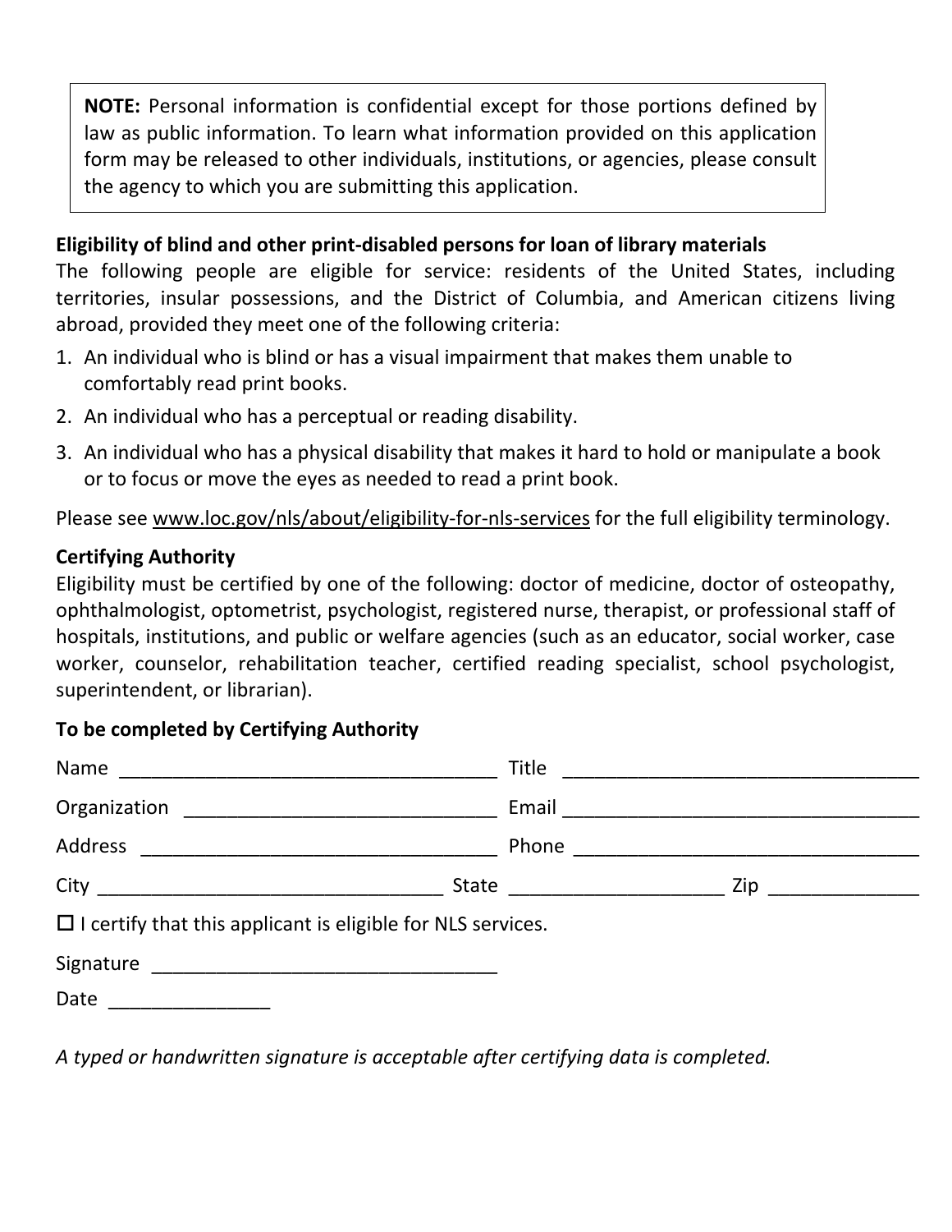> **NOTE:** Personal information is confidential except for those portions defined by law as public information. To learn what information provided on this application form may be released to other individuals, institutions, or agencies, please consult the agency to which you are submitting this application.

**Eligibility of blind and other print-disabled persons for loan of library materials**

The following people are eligible for service: residents of the United States, including territories, insular possessions, and the District of Columbia, and American citizens living abroad, provided they meet one of the following criteria:

1. An individual who is blind or has a visual impairment that makes them unable to comfortably read print books.
2. An individual who has a perceptual or reading disability.
3. An individual who has a physical disability that makes it hard to hold or manipulate a book or to focus or move the eyes as needed to read a print book.

Please see www.loc.gov/nls/about/eligibility-for-nls-services for the full eligibility terminology.

**Certifying Authority**

Eligibility must be certified by one of the following: doctor of medicine, doctor of osteopathy, ophthalmologist, optometrist, psychologist, registered nurse, therapist, or professional staff of hospitals, institutions, and public or welfare agencies (such as an educator, social worker, case worker, counselor, rehabilitation teacher, certified reading specialist, school psychologist, superintendent, or librarian).

**To be completed by Certifying Authority**

Name ____________________________________ Title ________________________________

Organization _____________________________ Email ________________________________

Address _________________________________ Phone ________________________________

City ________________________________ State ___________________ Zip ______________

☐ I certify that this applicant is eligible for NLS services.

Signature ________________________________

Date _______________

*A typed or handwritten signature is acceptable after certifying data is completed.*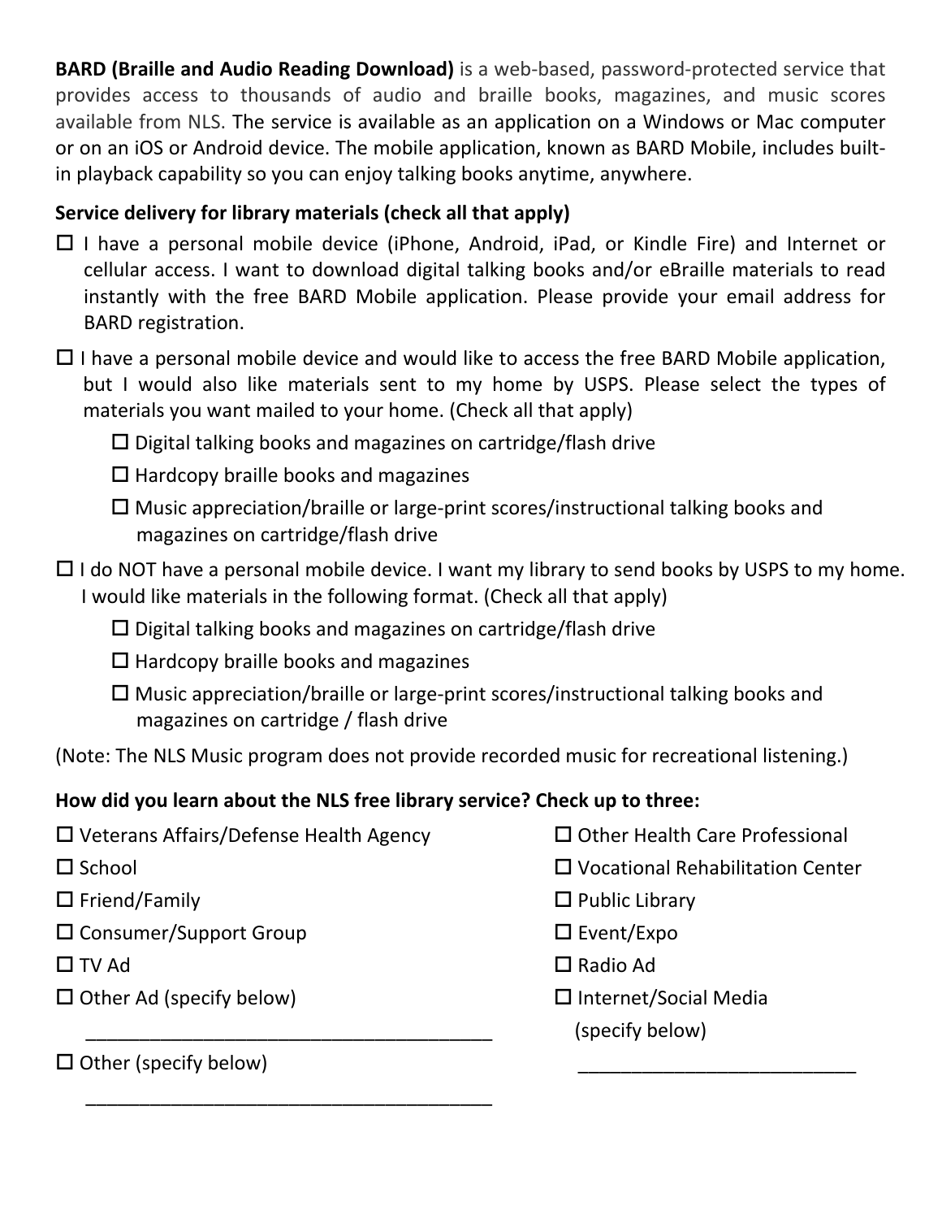**BARD (Braille and Audio Reading Download)** is a web-based, password-protected service that provides access to thousands of audio and braille books, magazines, and music scores available from NLS. The service is available as an application on a Windows or Mac computer or on an iOS or Android device. The mobile application, known as BARD Mobile, includes built-in playback capability so you can enjoy talking books anytime, anywhere.

**Service delivery for library materials (check all that apply)**

- ☐ I have a personal mobile device (iPhone, Android, iPad, or Kindle Fire) and Internet or cellular access. I want to download digital talking books and/or eBraille materials to read instantly with the free BARD Mobile application. Please provide your email address for BARD registration.
- ☐ I have a personal mobile device and would like to access the free BARD Mobile application, but I would also like materials sent to my home by USPS. Please select the types of materials you want mailed to your home. (Check all that apply)
  - ☐ Digital talking books and magazines on cartridge/flash drive
  - ☐ Hardcopy braille books and magazines
  - ☐ Music appreciation/braille or large-print scores/instructional talking books and magazines on cartridge/flash drive
- ☐ I do NOT have a personal mobile device. I want my library to send books by USPS to my home. I would like materials in the following format. (Check all that apply)
  - ☐ Digital talking books and magazines on cartridge/flash drive
  - ☐ Hardcopy braille books and magazines
  - ☐ Music appreciation/braille or large-print scores/instructional talking books and magazines on cartridge / flash drive

(Note: The NLS Music program does not provide recorded music for recreational listening.)

**How did you learn about the NLS free library service? Check up to three:**

- ☐ Veterans Affairs/Defense Health Agency
- ☐ School
- ☐ Friend/Family
- ☐ Consumer/Support Group
- ☐ TV Ad
- ☐ Other Ad (specify below)

  ________________________________________

- ☐ Other (specify below)

  ________________________________________

- ☐ Other Health Care Professional
- ☐ Vocational Rehabilitation Center
- ☐ Public Library
- ☐ Event/Expo
- ☐ Radio Ad
- ☐ Internet/Social Media (specify below)

  ____________________________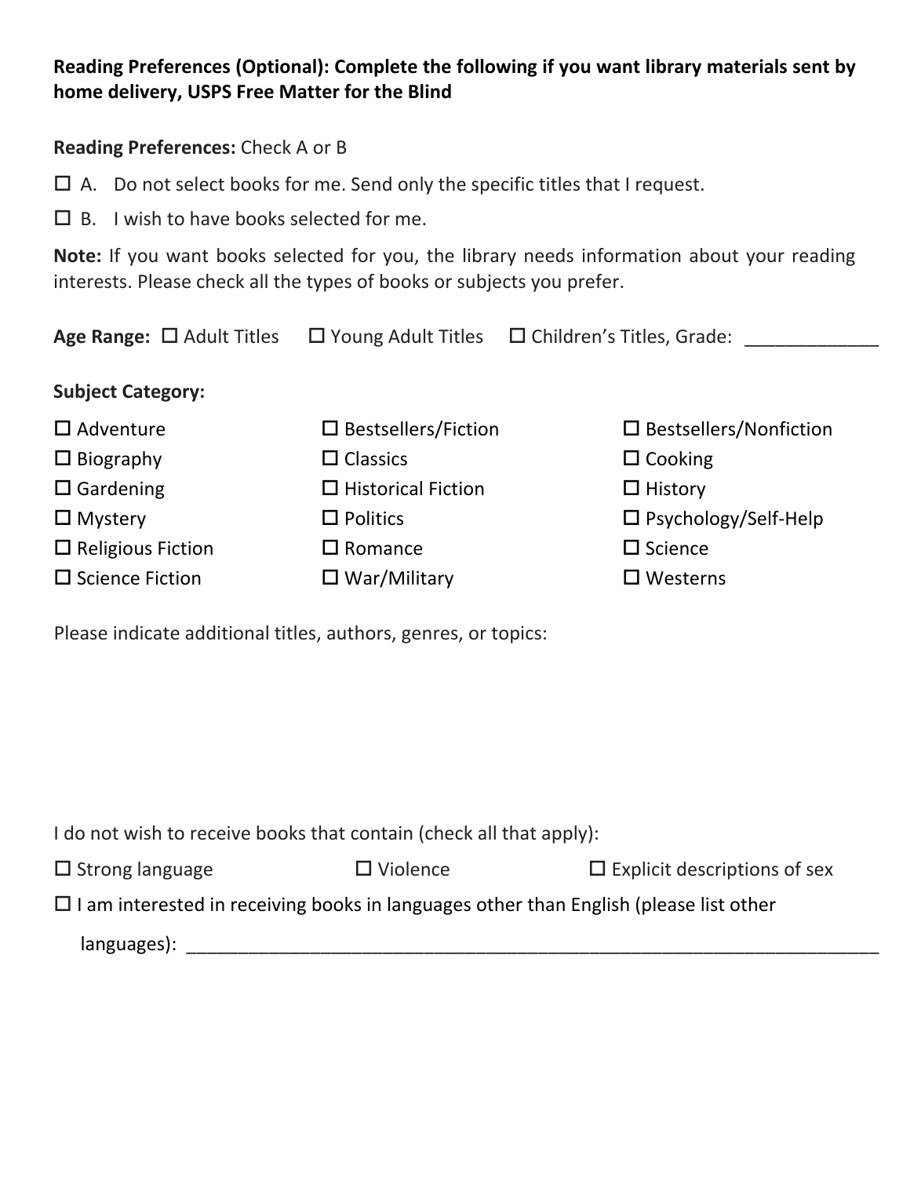**Reading Preferences (Optional): Complete the following if you want library materials sent by home delivery, USPS Free Matter for the Blind**

**Reading Preferences:** Check A or B

- ☐ A. Do not select books for me. Send only the specific titles that I request.
- ☐ B. I wish to have books selected for me.

**Note:** If you want books selected for you, the library needs information about your reading interests. Please check all the types of books or subjects you prefer.

**Age Range:** ☐ Adult Titles ☐ Young Adult Titles ☐ Children's Titles, Grade: _____________

**Subject Category:**

| | | |
|---|---|---|
| ☐ Adventure | ☐ Bestsellers/Fiction | ☐ Bestsellers/Nonfiction |
| ☐ Biography | ☐ Classics | ☐ Cooking |
| ☐ Gardening | ☐ Historical Fiction | ☐ History |
| ☐ Mystery | ☐ Politics | ☐ Psychology/Self-Help |
| ☐ Religious Fiction | ☐ Romance | ☐ Science |
| ☐ Science Fiction | ☐ War/Military | ☐ Westerns |

Please indicate additional titles, authors, genres, or topics:

I do not wish to receive books that contain (check all that apply):

☐ Strong language ☐ Violence ☐ Explicit descriptions of sex

☐ I am interested in receiving books in languages other than English (please list other languages): ______________________________________________________________________